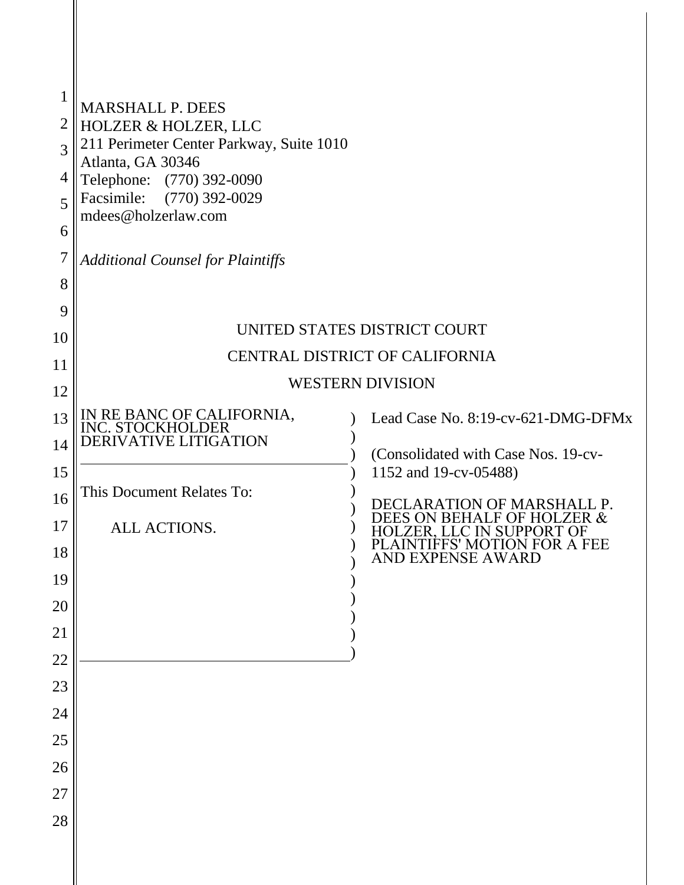MARSHALL P. DEES
HOLZER & HOLZER, LLC
211 Perimeter Center Parkway, Suite 1010
Atlanta, GA 30346
Telephone: (770) 392-0090
Facsimile: (770) 392-0029
mdees@holzerlaw.com

*Additional Counsel for Plaintiffs*

UNITED STATES DISTRICT COURT

CENTRAL DISTRICT OF CALIFORNIA

WESTERN DIVISION

| | |
|---|---|
| IN RE BANC OF CALIFORNIA, INC. STOCKHOLDER DERIVATIVE LITIGATION | Lead Case No. 8:19-cv-621-DMG-DFMx |
| | (Consolidated with Case Nos. 19-cv-1152 and 19-cv-05488) |
| This Document Relates To: ALL ACTIONS. | DECLARATION OF MARSHALL P. DEES ON BEHALF OF HOLZER & HOLZER, LLC IN SUPPORT OF PLAINTIFFS' MOTION FOR A FEE AND EXPENSE AWARD |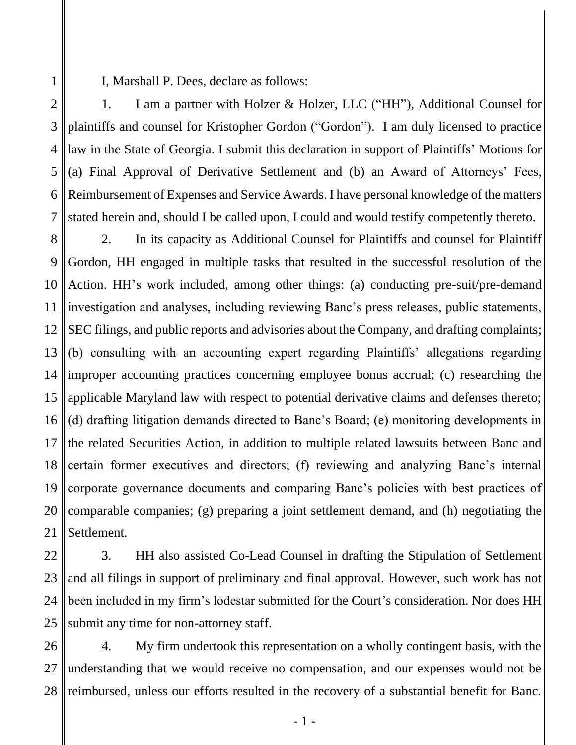I, Marshall P. Dees, declare as follows:

1. I am a partner with Holzer & Holzer, LLC ("HH"), Additional Counsel for plaintiffs and counsel for Kristopher Gordon ("Gordon"). I am duly licensed to practice law in the State of Georgia. I submit this declaration in support of Plaintiffs' Motions for (a) Final Approval of Derivative Settlement and (b) an Award of Attorneys' Fees, Reimbursement of Expenses and Service Awards. I have personal knowledge of the matters stated herein and, should I be called upon, I could and would testify competently thereto.

2. In its capacity as Additional Counsel for Plaintiffs and counsel for Plaintiff Gordon, HH engaged in multiple tasks that resulted in the successful resolution of the Action. HH's work included, among other things: (a) conducting pre-suit/pre-demand investigation and analyses, including reviewing Banc's press releases, public statements, SEC filings, and public reports and advisories about the Company, and drafting complaints; (b) consulting with an accounting expert regarding Plaintiffs' allegations regarding improper accounting practices concerning employee bonus accrual; (c) researching the applicable Maryland law with respect to potential derivative claims and defenses thereto; (d) drafting litigation demands directed to Banc's Board; (e) monitoring developments in the related Securities Action, in addition to multiple related lawsuits between Banc and certain former executives and directors; (f) reviewing and analyzing Banc's internal corporate governance documents and comparing Banc's policies with best practices of comparable companies; (g) preparing a joint settlement demand, and (h) negotiating the Settlement.

3. HH also assisted Co-Lead Counsel in drafting the Stipulation of Settlement and all filings in support of preliminary and final approval. However, such work has not been included in my firm's lodestar submitted for the Court's consideration. Nor does HH submit any time for non-attorney staff.

4. My firm undertook this representation on a wholly contingent basis, with the understanding that we would receive no compensation, and our expenses would not be reimbursed, unless our efforts resulted in the recovery of a substantial benefit for Banc.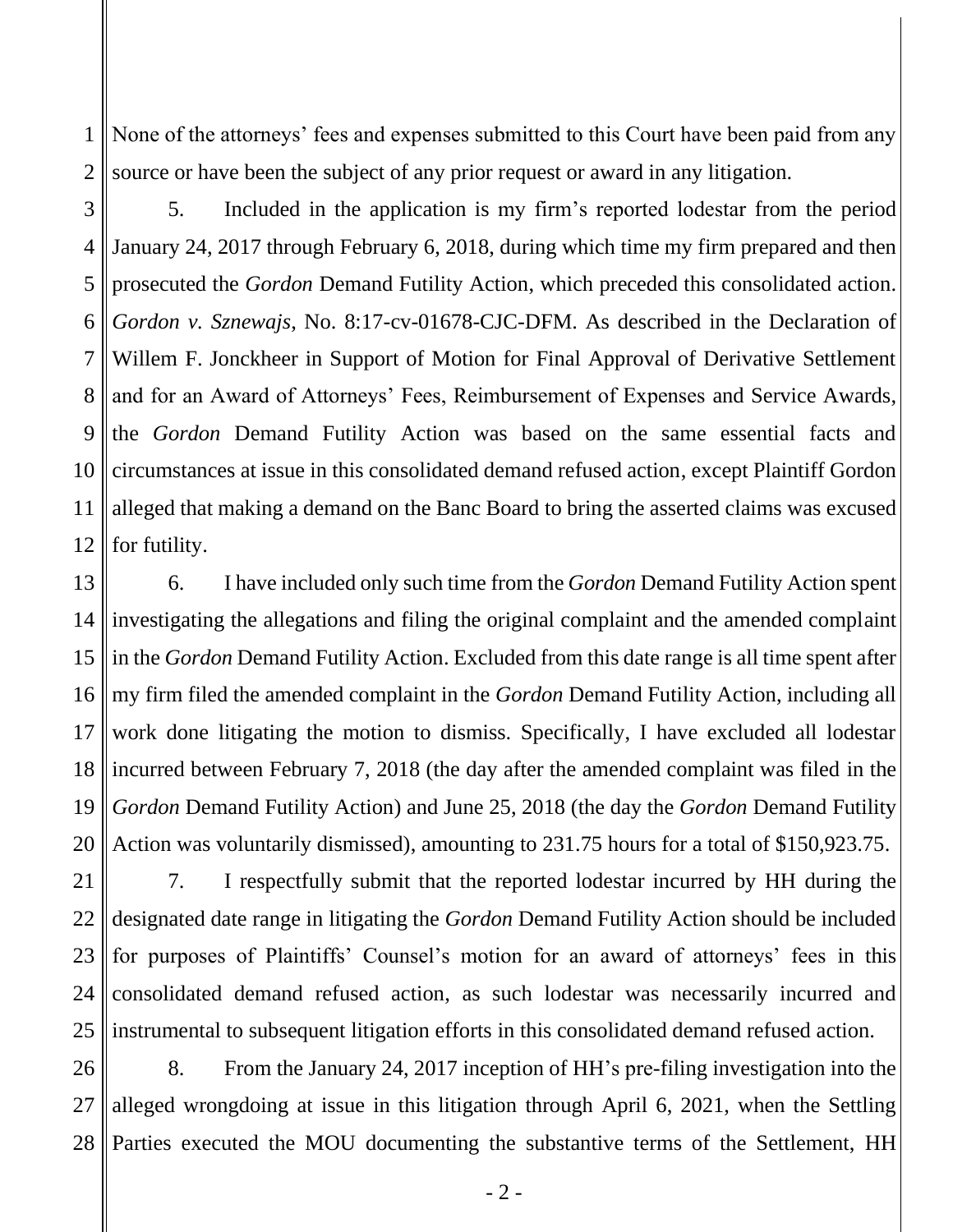None of the attorneys' fees and expenses submitted to this Court have been paid from any source or have been the subject of any prior request or award in any litigation.

5. Included in the application is my firm's reported lodestar from the period January 24, 2017 through February 6, 2018, during which time my firm prepared and then prosecuted the *Gordon* Demand Futility Action, which preceded this consolidated action. *Gordon v. Sznewajs*, No. 8:17-cv-01678-CJC-DFM. As described in the Declaration of Willem F. Jonckheer in Support of Motion for Final Approval of Derivative Settlement and for an Award of Attorneys' Fees, Reimbursement of Expenses and Service Awards, the *Gordon* Demand Futility Action was based on the same essential facts and circumstances at issue in this consolidated demand refused action, except Plaintiff Gordon alleged that making a demand on the Banc Board to bring the asserted claims was excused for futility.

6. I have included only such time from the *Gordon* Demand Futility Action spent investigating the allegations and filing the original complaint and the amended complaint in the *Gordon* Demand Futility Action. Excluded from this date range is all time spent after my firm filed the amended complaint in the *Gordon* Demand Futility Action, including all work done litigating the motion to dismiss. Specifically, I have excluded all lodestar incurred between February 7, 2018 (the day after the amended complaint was filed in the *Gordon* Demand Futility Action) and June 25, 2018 (the day the *Gordon* Demand Futility Action was voluntarily dismissed), amounting to 231.75 hours for a total of $150,923.75.

7. I respectfully submit that the reported lodestar incurred by HH during the designated date range in litigating the *Gordon* Demand Futility Action should be included for purposes of Plaintiffs' Counsel's motion for an award of attorneys' fees in this consolidated demand refused action, as such lodestar was necessarily incurred and instrumental to subsequent litigation efforts in this consolidated demand refused action.

8. From the January 24, 2017 inception of HH's pre-filing investigation into the alleged wrongdoing at issue in this litigation through April 6, 2021, when the Settling Parties executed the MOU documenting the substantive terms of the Settlement, HH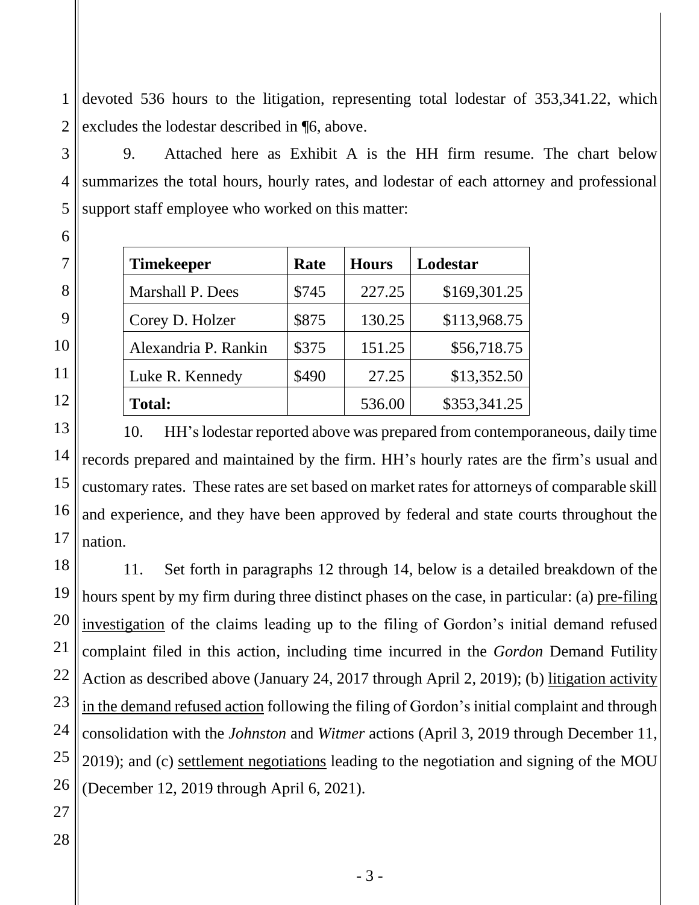devoted 536 hours to the litigation, representing total lodestar of 353,341.22, which excludes the lodestar described in ¶6, above.

9. Attached here as Exhibit A is the HH firm resume. The chart below summarizes the total hours, hourly rates, and lodestar of each attorney and professional support staff employee who worked on this matter:

| **Timekeeper** | **Rate** | **Hours** | **Lodestar** |
|---|---|---|---|
| Marshall P. Dees | $745 | 227.25 | $169,301.25 |
| Corey D. Holzer | $875 | 130.25 | $113,968.75 |
| Alexandria P. Rankin | $375 | 151.25 | $56,718.75 |
| Luke R. Kennedy | $490 | 27.25 | $13,352.50 |
| **Total:** | | 536.00 | $353,341.25 |

10. HH's lodestar reported above was prepared from contemporaneous, daily time records prepared and maintained by the firm. HH's hourly rates are the firm's usual and customary rates. These rates are set based on market rates for attorneys of comparable skill and experience, and they have been approved by federal and state courts throughout the nation.

11. Set forth in paragraphs 12 through 14, below is a detailed breakdown of the hours spent by my firm during three distinct phases on the case, in particular: (a) <u>pre-filing investigation</u> of the claims leading up to the filing of Gordon's initial demand refused complaint filed in this action, including time incurred in the *Gordon* Demand Futility Action as described above (January 24, 2017 through April 2, 2019); (b) <u>litigation activity in the demand refused action</u> following the filing of Gordon's initial complaint and through consolidation with the *Johnston* and *Witmer* actions (April 3, 2019 through December 11, 2019); and (c) <u>settlement negotiations</u> leading to the negotiation and signing of the MOU (December 12, 2019 through April 6, 2021).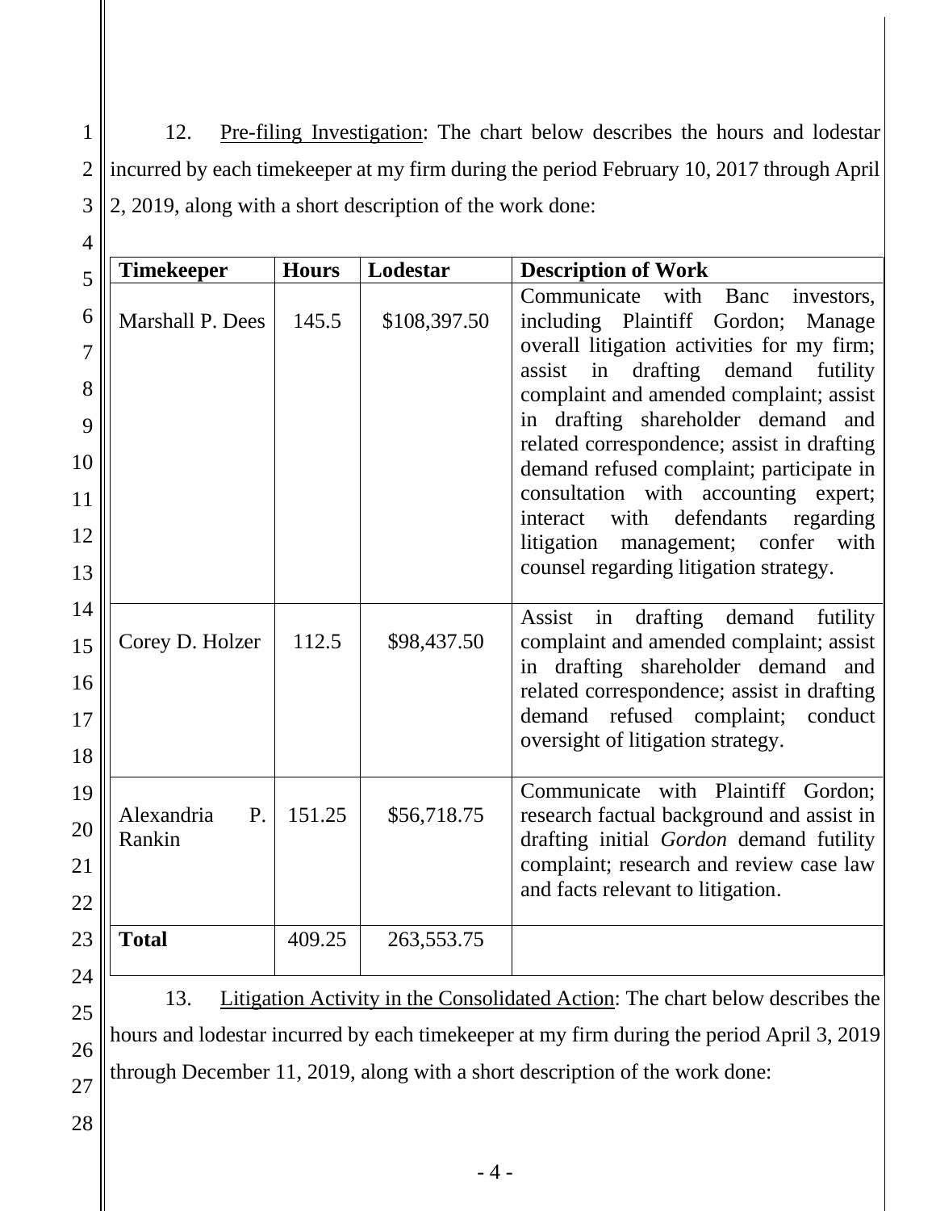12. Pre-filing Investigation: The chart below describes the hours and lodestar incurred by each timekeeper at my firm during the period February 10, 2017 through April 2, 2019, along with a short description of the work done:

| Timekeeper | Hours | Lodestar | Description of Work |
|---|---|---|---|
| Marshall P. Dees | 145.5 | $108,397.50 | Communicate with Banc investors, including Plaintiff Gordon; Manage overall litigation activities for my firm; assist in drafting demand futility complaint and amended complaint; assist in drafting shareholder demand and related correspondence; assist in drafting demand refused complaint; participate in consultation with accounting expert; interact with defendants regarding litigation management; confer with counsel regarding litigation strategy. |
| Corey D. Holzer | 112.5 | $98,437.50 | Assist in drafting demand futility complaint and amended complaint; assist in drafting shareholder demand and related correspondence; assist in drafting demand refused complaint; conduct oversight of litigation strategy. |
| Alexandria P. Rankin | 151.25 | $56,718.75 | Communicate with Plaintiff Gordon; research factual background and assist in drafting initial *Gordon* demand futility complaint; research and review case law and facts relevant to litigation. |
| **Total** | 409.25 | 263,553.75 | |

13. Litigation Activity in the Consolidated Action: The chart below describes the hours and lodestar incurred by each timekeeper at my firm during the period April 3, 2019 through December 11, 2019, along with a short description of the work done: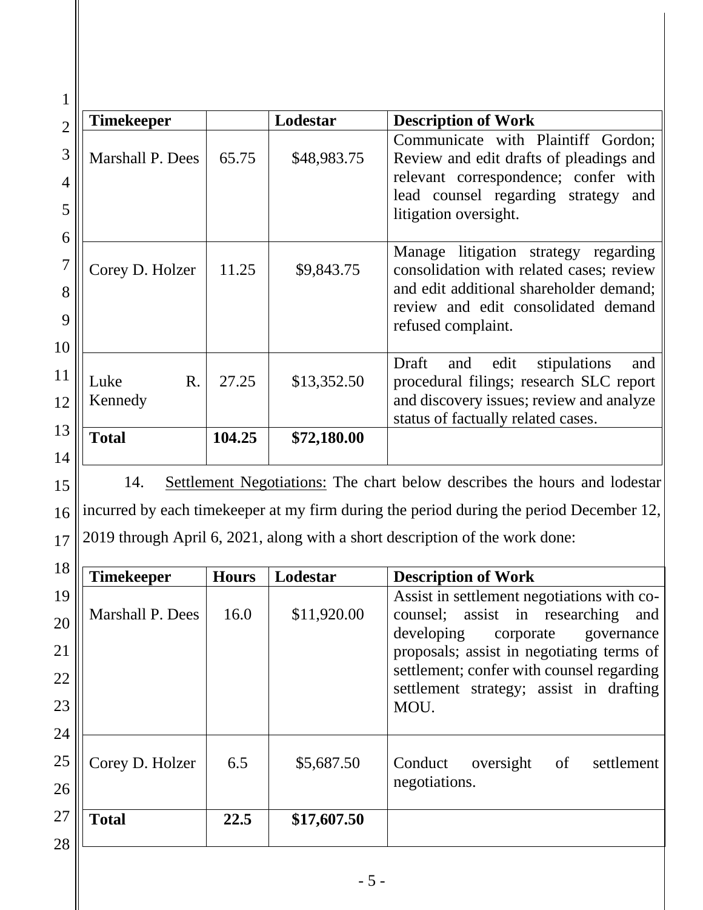| Timekeeper | | Lodestar | Description of Work |
|---|---|---|---|
| Marshall P. Dees | 65.75 | $48,983.75 | Communicate with Plaintiff Gordon; Review and edit drafts of pleadings and relevant correspondence; confer with lead counsel regarding strategy and litigation oversight. |
| Corey D. Holzer | 11.25 | $9,843.75 | Manage litigation strategy regarding consolidation with related cases; review and edit additional shareholder demand; review and edit consolidated demand refused complaint. |
| Luke R. Kennedy | 27.25 | $13,352.50 | Draft and edit stipulations and procedural filings; research SLC report and discovery issues; review and analyze status of factually related cases. |
| **Total** | **104.25** | **$72,180.00** | |

14. Settlement Negotiations: The chart below describes the hours and lodestar incurred by each timekeeper at my firm during the period during the period December 12, 2019 through April 6, 2021, along with a short description of the work done:

| Timekeeper | Hours | Lodestar | Description of Work |
|---|---|---|---|
| Marshall P. Dees | 16.0 | $11,920.00 | Assist in settlement negotiations with co-counsel; assist in researching and developing corporate governance proposals; assist in negotiating terms of settlement; confer with counsel regarding settlement strategy; assist in drafting MOU. |
| Corey D. Holzer | 6.5 | $5,687.50 | Conduct oversight of settlement negotiations. |
| **Total** | **22.5** | **$17,607.50** | |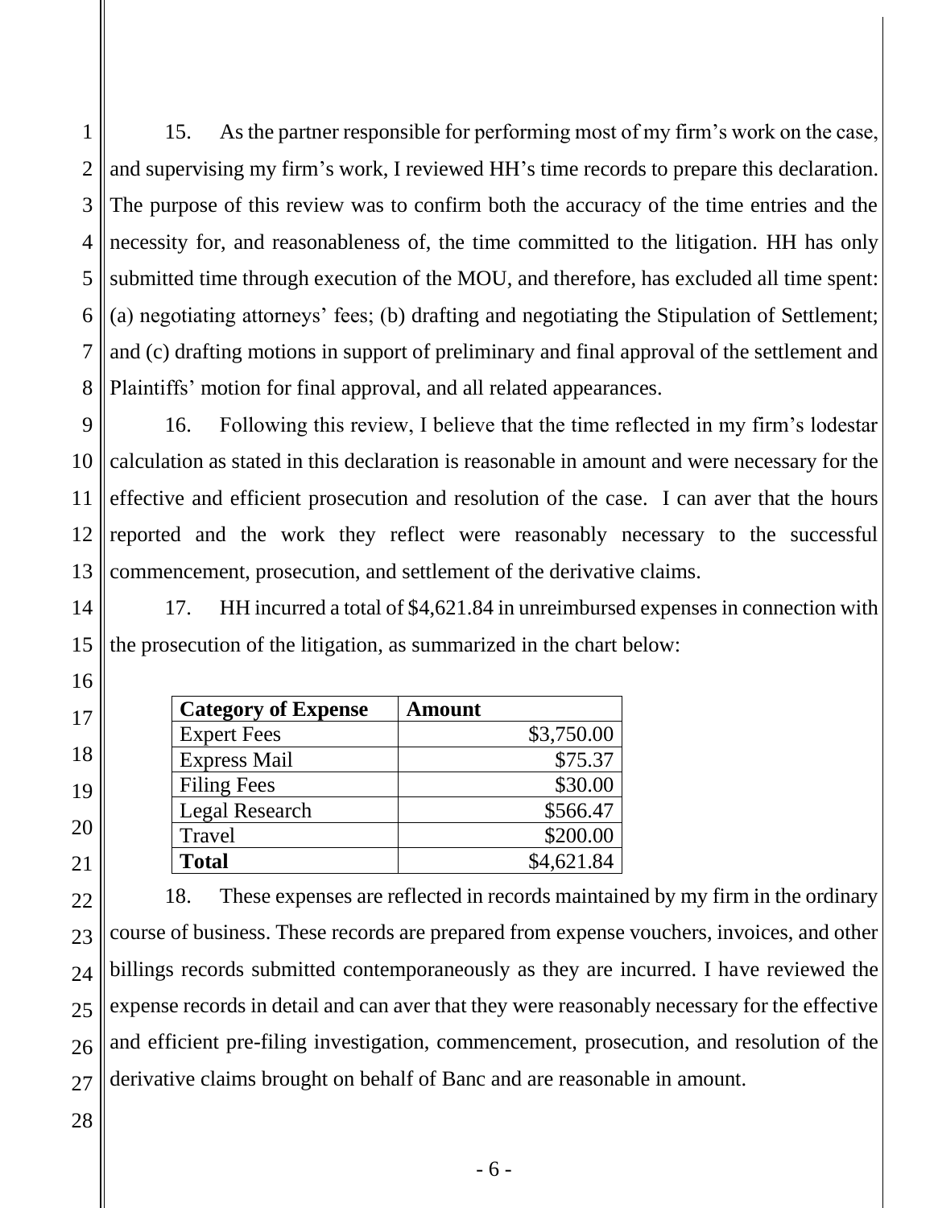15. As the partner responsible for performing most of my firm's work on the case, and supervising my firm's work, I reviewed HH's time records to prepare this declaration. The purpose of this review was to confirm both the accuracy of the time entries and the necessity for, and reasonableness of, the time committed to the litigation. HH has only submitted time through execution of the MOU, and therefore, has excluded all time spent: (a) negotiating attorneys' fees; (b) drafting and negotiating the Stipulation of Settlement; and (c) drafting motions in support of preliminary and final approval of the settlement and Plaintiffs' motion for final approval, and all related appearances.

16. Following this review, I believe that the time reflected in my firm's lodestar calculation as stated in this declaration is reasonable in amount and were necessary for the effective and efficient prosecution and resolution of the case. I can aver that the hours reported and the work they reflect were reasonably necessary to the successful commencement, prosecution, and settlement of the derivative claims.

17. HH incurred a total of $4,621.84 in unreimbursed expenses in connection with the prosecution of the litigation, as summarized in the chart below:

| **Category of Expense** | **Amount** |
| --- | ---: |
| Expert Fees | $3,750.00 |
| Express Mail | $75.37 |
| Filing Fees | $30.00 |
| Legal Research | $566.47 |
| Travel | $200.00 |
| **Total** | $4,621.84 |

18. These expenses are reflected in records maintained by my firm in the ordinary course of business. These records are prepared from expense vouchers, invoices, and other billings records submitted contemporaneously as they are incurred. I have reviewed the expense records in detail and can aver that they were reasonably necessary for the effective and efficient pre-filing investigation, commencement, prosecution, and resolution of the derivative claims brought on behalf of Banc and are reasonable in amount.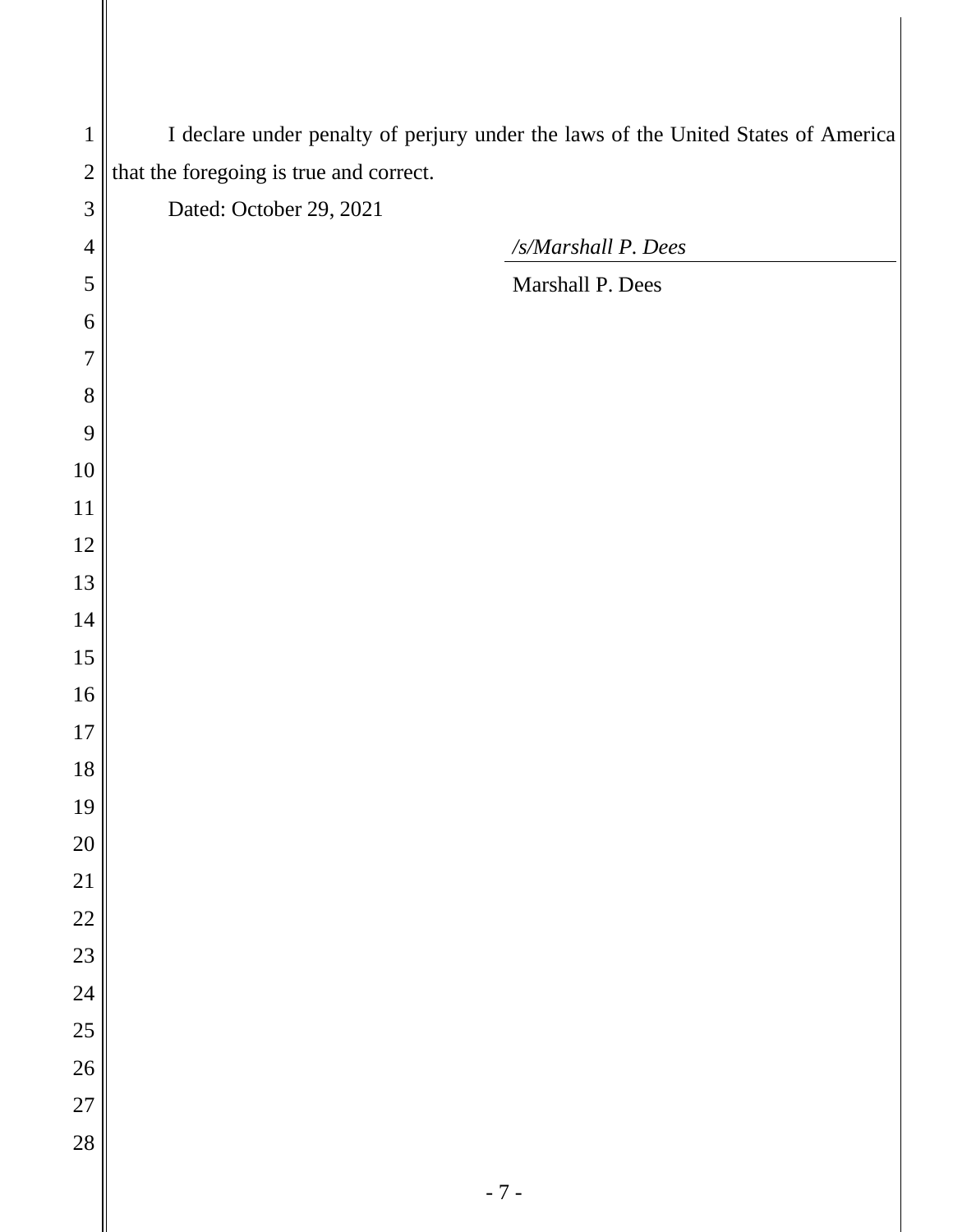I declare under penalty of perjury under the laws of the United States of America that the foregoing is true and correct.

Dated: October 29, 2021

*/s/Marshall P. Dees*

Marshall P. Dees